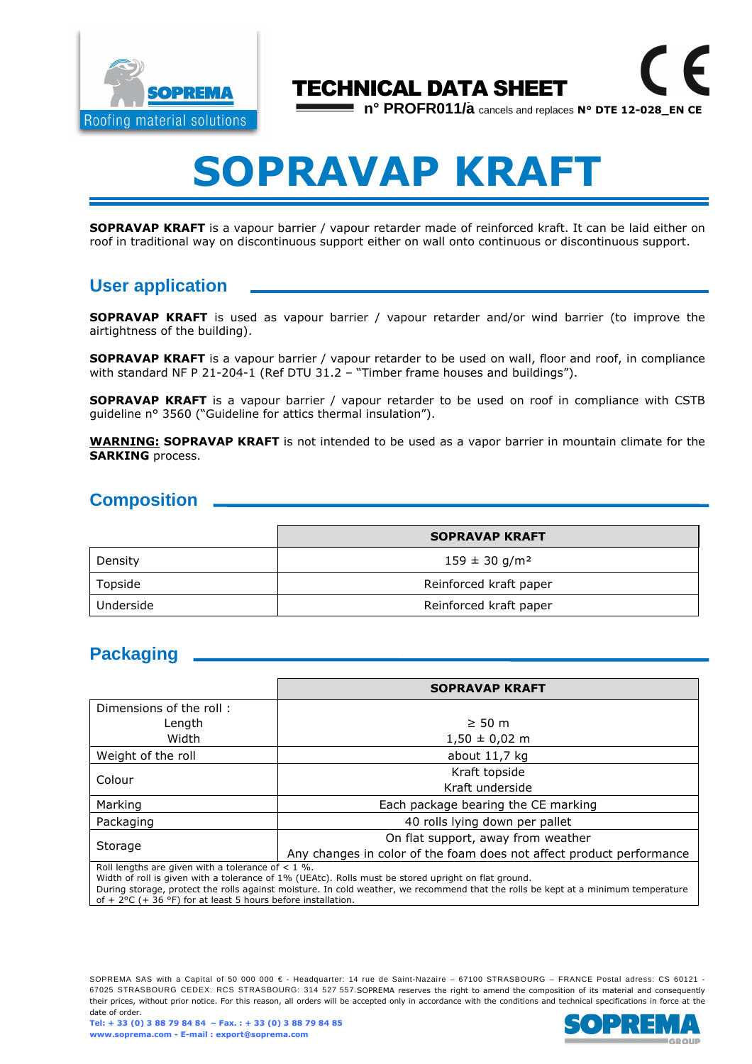TECHNICAL DATA SHEET

n° PROFR011/a cancels and replaces **N° DTE 12-028_EN CE**

# SOPRAVAP KRAFT

**SOPRAVAP KRAFT** is a vapour barrier / vapour retarder made of reinforced kraft. It can be laid either on roof in traditional way on discontinuous support either on wall onto continuous or discontinuous support.

## User application

**SOPRAVAP KRAFT** is used as vapour barrier / vapour retarder and/or wind barrier (to improve the airtightness of the building).

**SOPRAVAP KRAFT** is a vapour barrier / vapour retarder to be used on wall, floor and roof, in compliance with standard NF P 21-204-1 (Ref DTU 31.2 – "Timber frame houses and buildings").

**SOPRAVAP KRAFT** is a vapour barrier / vapour retarder to be used on roof in compliance with CSTB guideline n° 3560 ("Guideline for attics thermal insulation").

**WARNING: SOPRAVAP KRAFT** is not intended to be used as a vapor barrier in mountain climate for the **SARKING** process.

## Composition

| | **SOPRAVAP KRAFT** |
|---|---|
| Density | 159 ± 30 g/m² |
| Topside | Reinforced kraft paper |
| Underside | Reinforced kraft paper |

## Packaging

| | **SOPRAVAP KRAFT** |
|---|---|
| Dimensions of the roll : Length / Width | ≥ 50 m / 1,50 ± 0,02 m |
| Weight of the roll | about 11,7 kg |
| Colour | Kraft topside / Kraft underside |
| Marking | Each package bearing the CE marking |
| Packaging | 40 rolls lying down per pallet |
| Storage | On flat support, away from weather / Any changes in color of the foam does not affect product performance |

Roll lengths are given with a tolerance of < 1 %.
Width of roll is given with a tolerance of 1% (UEAtc). Rolls must be stored upright on flat ground.
During storage, protect the rolls against moisture. In cold weather, we recommend that the rolls be kept at a minimum temperature of + 2°C (+ 36 °F) for at least 5 hours before installation.

SOPREMA SAS with a Capital of 50 000 000 € - Headquarter: 14 rue de Saint-Nazaire – 67100 STRASBOURG – FRANCE Postal adress: CS 60121 - 67025 STRASBOURG CEDEX. RCS STRASBOURG: 314 527 557.SOPREMA reserves the right to amend the composition of its material and consequently their prices, without prior notice. For this reason, all orders will be accepted only in accordance with the conditions and technical specifications in force at the date of order.

**Tel: + 33 (0) 3 88 79 84 84 – Fax. : + 33 (0) 3 88 79 84 85**
**www.soprema.com - E-mail : export@soprema.com**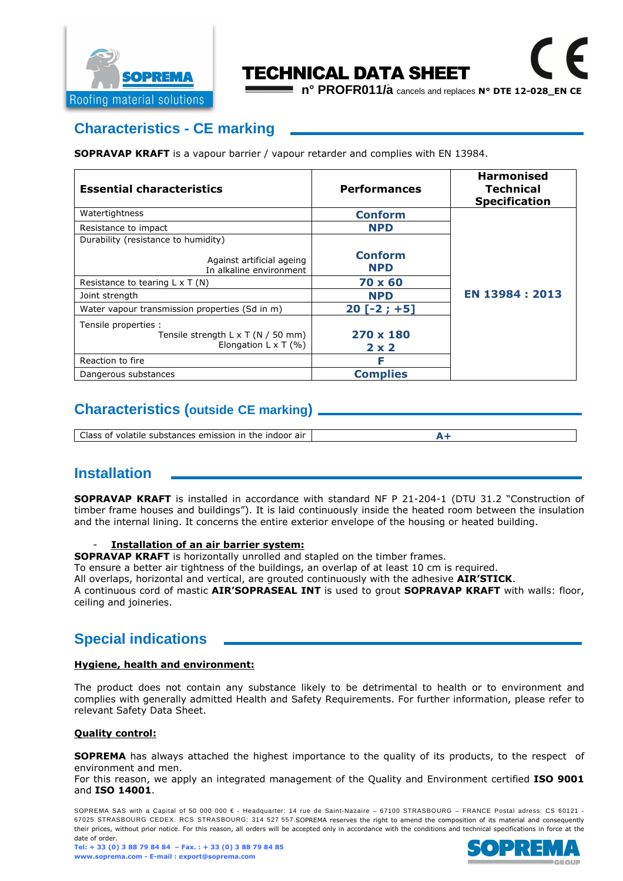# TECHNICAL DATA SHEET

n° PROFR011/a cancels and replaces **N° DTE 12-028_EN CE**

## Characteristics - CE marking

**SOPRAVAP KRAFT** is a vapour barrier / vapour retarder and complies with EN 13984.

| Essential characteristics | Performances | Harmonised Technical Specification |
|---|---|---|
| Watertightness | **Conform** | **EN 13984 : 2013** |
| Resistance to impact | **NPD** | |
| Durability (resistance to humidity)<br>Against artificial ageing<br>In alkaline environment | **Conform**<br>**NPD** | |
| Resistance to tearing L x T (N) | **70 x 60** | |
| Joint strength | **NPD** | |
| Water vapour transmission properties (Sd in m) | **20 [-2 ; +5]** | |
| Tensile properties :<br>Tensile strength L x T (N / 50 mm)<br>Elongation L x T (%) | **270 x 180**<br>**2 x 2** | |
| Reaction to fire | **F** | |
| Dangerous substances | **Complies** | |

## Characteristics (outside CE marking)

| | |
|---|---|
| Class of volatile substances emission in the indoor air | **A+** |

## Installation

**SOPRAVAP KRAFT** is installed in accordance with standard NF P 21-204-1 (DTU 31.2 "Construction of timber frame houses and buildings"). It is laid continuously inside the heated room between the insulation and the internal lining. It concerns the entire exterior envelope of the housing or heated building.

- **Installation of an air barrier system:**

**SOPRAVAP KRAFT** is horizontally unrolled and stapled on the timber frames.
To ensure a better air tightness of the buildings, an overlap of at least 10 cm is required.
All overlaps, horizontal and vertical, are grouted continuously with the adhesive **AIR'STICK**.
A continuous cord of mastic **AIR'SOPRASEAL INT** is used to grout **SOPRAVAP KRAFT** with walls: floor, ceiling and joineries.

## Special indications

**Hygiene, health and environment:**

The product does not contain any substance likely to be detrimental to health or to environment and complies with generally admitted Health and Safety Requirements. For further information, please refer to relevant Safety Data Sheet.

**Quality control:**

**SOPREMA** has always attached the highest importance to the quality of its products, to the respect of environment and men.
For this reason, we apply an integrated management of the Quality and Environment certified **ISO 9001** and **ISO 14001**.

SOPREMA SAS with a Capital of 50 000 000 € - Headquarter: 14 rue de Saint-Nazaire – 67100 STRASBOURG – FRANCE Postal adress: CS 60121 - 67025 STRASBOURG CEDEX. RCS STRASBOURG: 314 527 557.SOPREMA reserves the right to amend the composition of its material and consequently their prices, without prior notice. For this reason, all orders will be accepted only in accordance with the conditions and technical specifications in force at the date of order.

Tel: + 33 (0) 3 88 79 84 84 – Fax. : + 33 (0) 3 88 79 84 85
www.soprema.com - E-mail : export@soprema.com